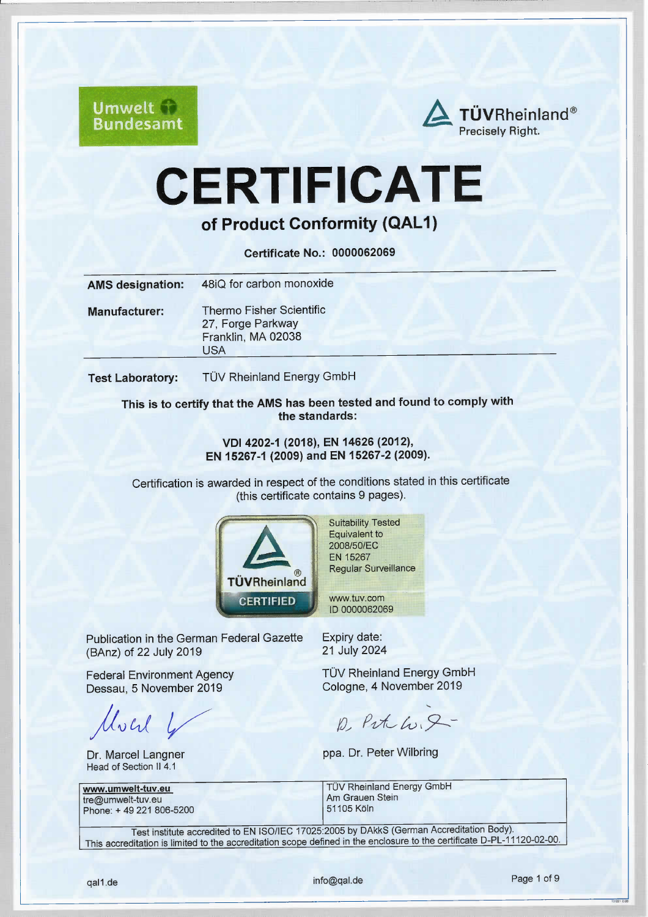Umwelt Bundesamt

TÜVRheinland®
Precisely Right.

# CERTIFICATE

## of Product Conformity (QAL1)

**Certificate No.: 0000062069**

| | |
|---|---|
| **AMS designation:** | 48iQ for carbon monoxide |
| **Manufacturer:** | Thermo Fisher Scientific<br>27, Forge Parkway<br>Franklin, MA 02038<br>USA |
| **Test Laboratory:** | TÜV Rheinland Energy GmbH |

**This is to certify that the AMS has been tested and found to comply with the standards:**

**VDI 4202-1 (2018), EN 14626 (2012), EN 15267-1 (2009) and EN 15267-2 (2009).**

Certification is awarded in respect of the conditions stated in this certificate (this certificate contains 9 pages).

TÜVRheinland® CERTIFIED
Suitability Tested
Equivalent to 2008/50/EC
EN 15267
Regular Surveillance
www.tuv.com
ID 0000062069

Publication in the German Federal Gazette (BAnz) of 22 July 2019

Expiry date: 21 July 2024

Federal Environment Agency
Dessau, 5 November 2019

Dr. Marcel Langner
Head of Section II 4.1

TÜV Rheinland Energy GmbH
Cologne, 4 November 2019

ppa. Dr. Peter Wilbring

| | |
|---|---|
| **www.umwelt-tuv.eu**<br>tre@umwelt-tuv.eu<br>Phone: + 49 221 806-5200 | TÜV Rheinland Energy GmbH<br>Am Grauen Stein<br>51105 Köln |

Test institute accredited to EN ISO/IEC 17025:2005 by DAkkS (German Accreditation Body). This accreditation is limited to the accreditation scope defined in the enclosure to the certificate D-PL-11120-02-00.

qal1.de | info@qal.de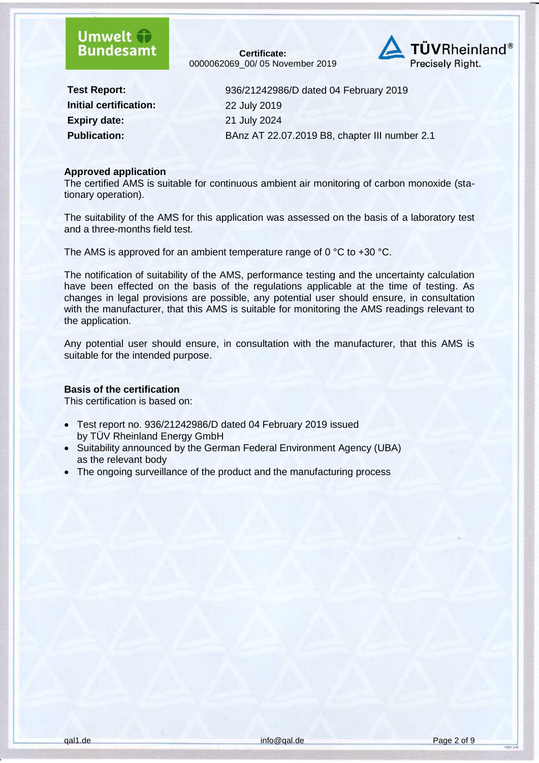**Certificate:**
0000062069_00/ 05 November 2019

| | |
|---|---|
| **Test Report:** | 936/21242986/D dated 04 February 2019 |
| **Initial certification:** | 22 July 2019 |
| **Expiry date:** | 21 July 2024 |
| **Publication:** | BAnz AT 22.07.2019 B8, chapter III number 2.1 |

**Approved application**

The certified AMS is suitable for continuous ambient air monitoring of carbon monoxide (stationary operation).

The suitability of the AMS for this application was assessed on the basis of a laboratory test and a three-months field test.

The AMS is approved for an ambient temperature range of 0 °C to +30 °C.

The notification of suitability of the AMS, performance testing and the uncertainty calculation have been effected on the basis of the regulations applicable at the time of testing. As changes in legal provisions are possible, any potential user should ensure, in consultation with the manufacturer, that this AMS is suitable for monitoring the AMS readings relevant to the application.

Any potential user should ensure, in consultation with the manufacturer, that this AMS is suitable for the intended purpose.

**Basis of the certification**

This certification is based on:

- Test report no. 936/21242986/D dated 04 February 2019 issued by TÜV Rheinland Energy GmbH
- Suitability announced by the German Federal Environment Agency (UBA) as the relevant body
- The ongoing surveillance of the product and the manufacturing process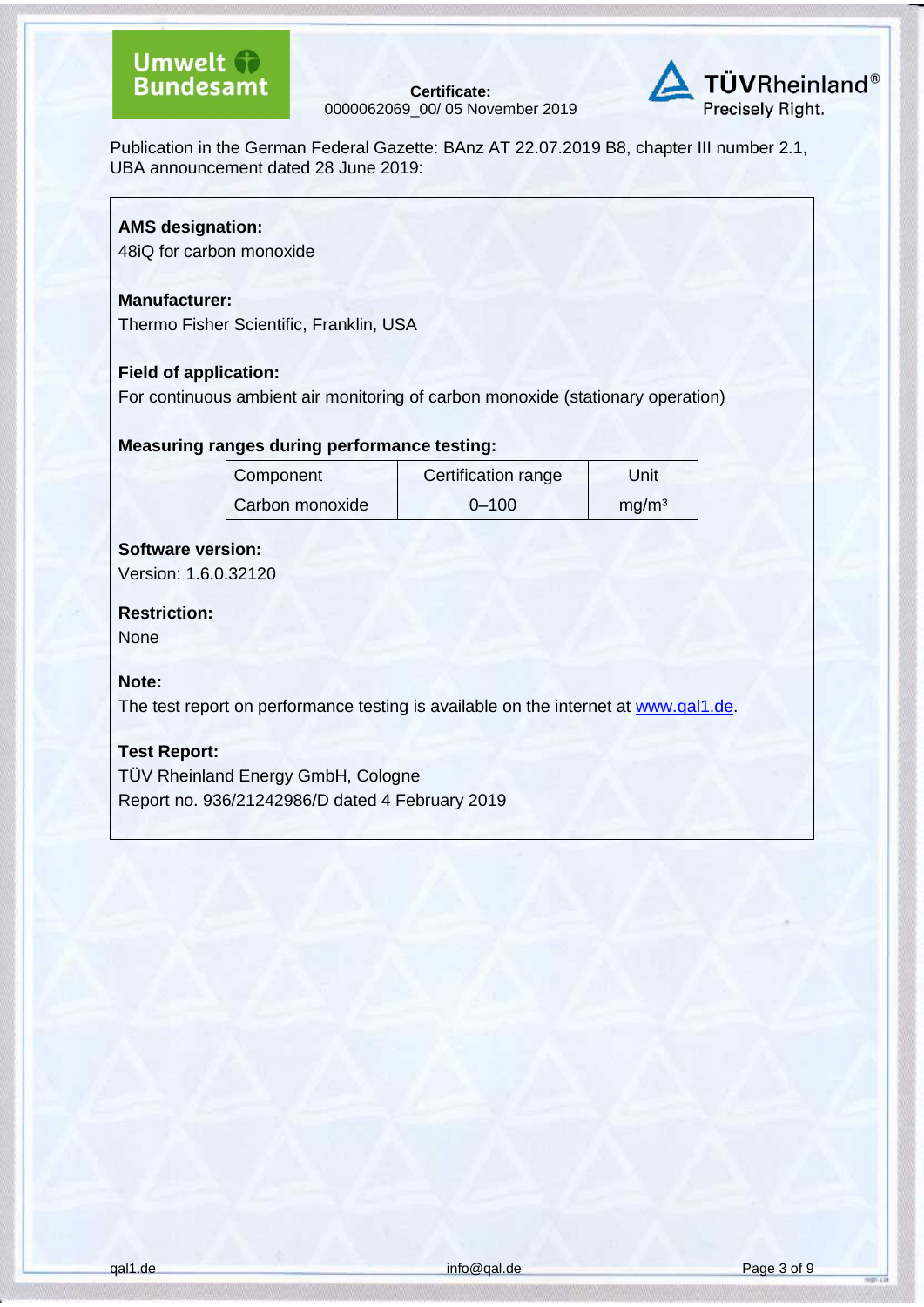Certificate:
0000062069_00/ 05 November 2019

Publication in the German Federal Gazette: BAnz AT 22.07.2019 B8, chapter III number 2.1, UBA announcement dated 28 June 2019:

**AMS designation:**
48iQ for carbon monoxide

**Manufacturer:**
Thermo Fisher Scientific, Franklin, USA

**Field of application:**
For continuous ambient air monitoring of carbon monoxide (stationary operation)

**Measuring ranges during performance testing:**

| Component | Certification range | Unit |
|---|---|---|
| Carbon monoxide | 0–100 | mg/m³ |

**Software version:**
Version: 1.6.0.32120

**Restriction:**
None

**Note:**
The test report on performance testing is available on the internet at www.qal1.de.

**Test Report:**
TÜV Rheinland Energy GmbH, Cologne
Report no. 936/21242986/D dated 4 February 2019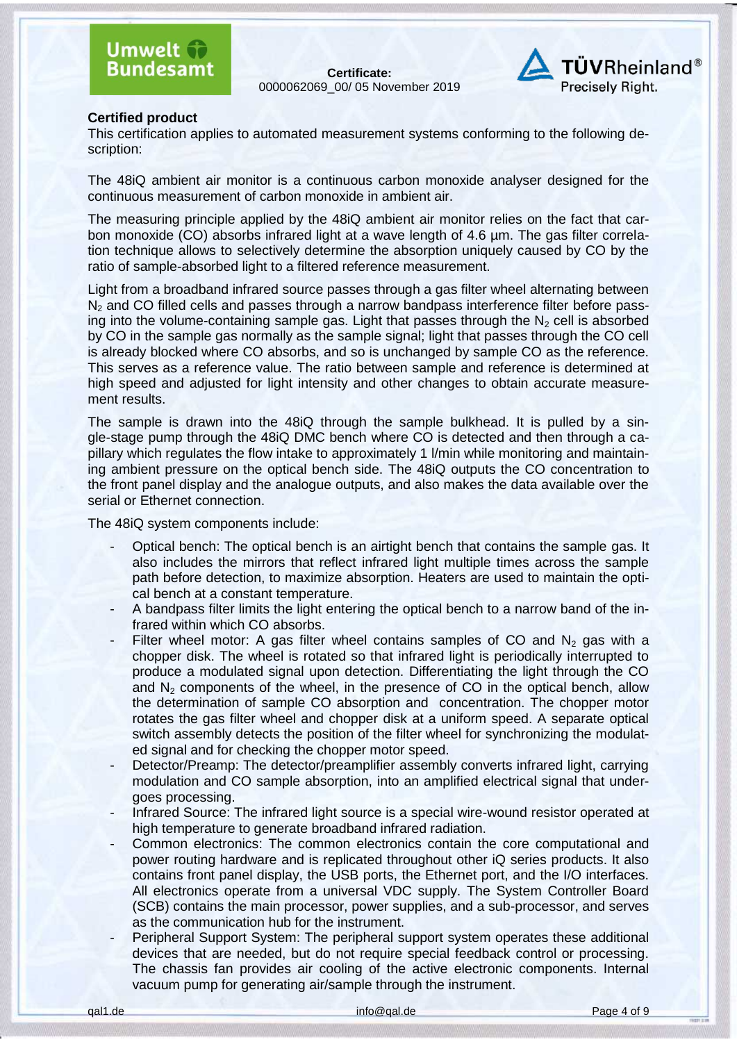## Certified product

This certification applies to automated measurement systems conforming to the following description:

The 48iQ ambient air monitor is a continuous carbon monoxide analyser designed for the continuous measurement of carbon monoxide in ambient air.

The measuring principle applied by the 48iQ ambient air monitor relies on the fact that carbon monoxide (CO) absorbs infrared light at a wave length of 4.6 µm. The gas filter correlation technique allows to selectively determine the absorption uniquely caused by CO by the ratio of sample-absorbed light to a filtered reference measurement.

Light from a broadband infrared source passes through a gas filter wheel alternating between $N_2$ and CO filled cells and passes through a narrow bandpass interference filter before passing into the volume-containing sample gas. Light that passes through the $N_2$ cell is absorbed by CO in the sample gas normally as the sample signal; light that passes through the CO cell is already blocked where CO absorbs, and so is unchanged by sample CO as the reference. This serves as a reference value. The ratio between sample and reference is determined at high speed and adjusted for light intensity and other changes to obtain accurate measurement results.

The sample is drawn into the 48iQ through the sample bulkhead. It is pulled by a single-stage pump through the 48iQ DMC bench where CO is detected and then through a capillary which regulates the flow intake to approximately 1 l/min while monitoring and maintaining ambient pressure on the optical bench side. The 48iQ outputs the CO concentration to the front panel display and the analogue outputs, and also makes the data available over the serial or Ethernet connection.

The 48iQ system components include:

- Optical bench: The optical bench is an airtight bench that contains the sample gas. It also includes the mirrors that reflect infrared light multiple times across the sample path before detection, to maximize absorption. Heaters are used to maintain the optical bench at a constant temperature.
- A bandpass filter limits the light entering the optical bench to a narrow band of the infrared within which CO absorbs.
- Filter wheel motor: A gas filter wheel contains samples of CO and $N_2$ gas with a chopper disk. The wheel is rotated so that infrared light is periodically interrupted to produce a modulated signal upon detection. Differentiating the light through the CO and $N_2$ components of the wheel, in the presence of CO in the optical bench, allow the determination of sample CO absorption and concentration. The chopper motor rotates the gas filter wheel and chopper disk at a uniform speed. A separate optical switch assembly detects the position of the filter wheel for synchronizing the modulated signal and for checking the chopper motor speed.
- Detector/Preamp: The detector/preamplifier assembly converts infrared light, carrying modulation and CO sample absorption, into an amplified electrical signal that undergoes processing.
- Infrared Source: The infrared light source is a special wire-wound resistor operated at high temperature to generate broadband infrared radiation.
- Common electronics: The common electronics contain the core computational and power routing hardware and is replicated throughout other iQ series products. It also contains front panel display, the USB ports, the Ethernet port, and the I/O interfaces. All electronics operate from a universal VDC supply. The System Controller Board (SCB) contains the main processor, power supplies, and a sub-processor, and serves as the communication hub for the instrument.
- Peripheral Support System: The peripheral support system operates these additional devices that are needed, but do not require special feedback control or processing. The chassis fan provides air cooling of the active electronic components. Internal vacuum pump for generating air/sample through the instrument.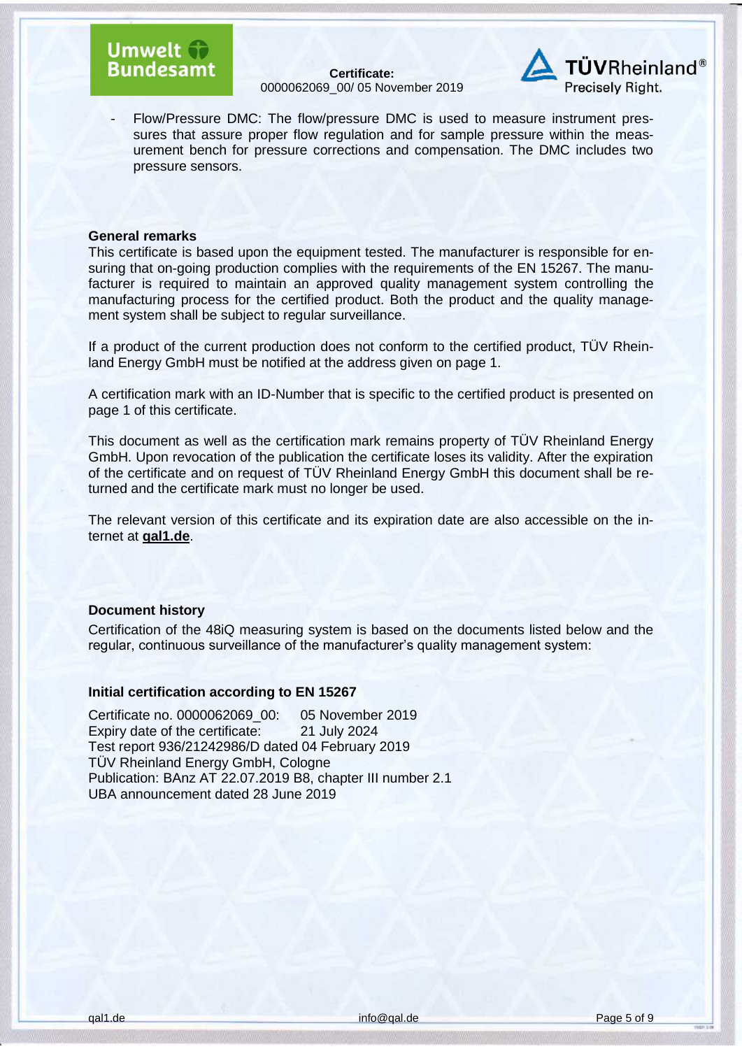- Flow/Pressure DMC: The flow/pressure DMC is used to measure instrument pressures that assure proper flow regulation and for sample pressure within the measurement bench for pressure corrections and compensation. The DMC includes two pressure sensors.

**General remarks**

This certificate is based upon the equipment tested. The manufacturer is responsible for ensuring that on-going production complies with the requirements of the EN 15267. The manufacturer is required to maintain an approved quality management system controlling the manufacturing process for the certified product. Both the product and the quality management system shall be subject to regular surveillance.

If a product of the current production does not conform to the certified product, TÜV Rheinland Energy GmbH must be notified at the address given on page 1.

A certification mark with an ID-Number that is specific to the certified product is presented on page 1 of this certificate.

This document as well as the certification mark remains property of TÜV Rheinland Energy GmbH. Upon revocation of the publication the certificate loses its validity. After the expiration of the certificate and on request of TÜV Rheinland Energy GmbH this document shall be returned and the certificate mark must no longer be used.

The relevant version of this certificate and its expiration date are also accessible on the internet at **qal1.de**.

**Document history**

Certification of the 48iQ measuring system is based on the documents listed below and the regular, continuous surveillance of the manufacturer's quality management system:

**Initial certification according to EN 15267**

Certificate no. 0000062069_00: 05 November 2019
Expiry date of the certificate: 21 July 2024
Test report 936/21242986/D dated 04 February 2019
TÜV Rheinland Energy GmbH, Cologne
Publication: BAnz AT 22.07.2019 B8, chapter III number 2.1
UBA announcement dated 28 June 2019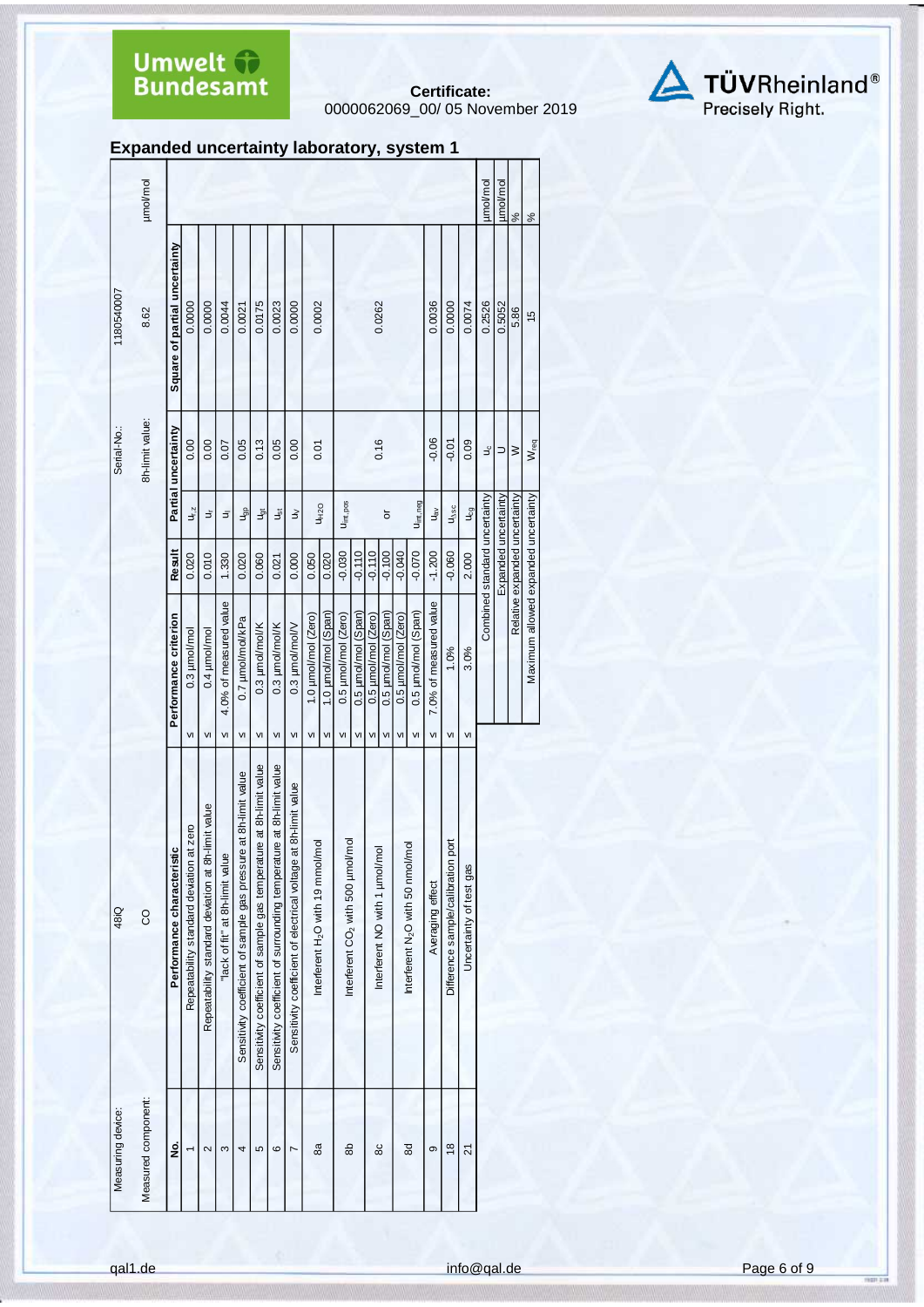Certificate:
0000062069_00/ 05 November 2019

## Expanded uncertainty laboratory, system 1

| Measuring device: | 48iQ | | | Serial-No.: | 118054007 | |
|---|---|---|---|---|---|---|
| Measured component: | CO | | | 8h-limit value: | 8.62 | µmol/mol |

| No. | Performance characteristic | | Performance criterion | Result | Partial uncertainty | | Square of partial uncertainty |
|---|---|---|---|---|---|---|---|
| 1 | Repeatability standard deviation at zero | ≤ | 0.3 µmol/mol | 0.020 | $u_{r,z}$ | 0.00 | 0.0000 |
| 2 | Repeatability standard deviation at 8h-limit value | ≤ | 0.4 µmol/mol | 0.010 | $u_r$ | 0.00 | 0.0000 |
| 3 | "lack of fit" at 8h-limit value | ≤ | 4.0% of measured value | 1.330 | $u_l$ | 0.07 | 0.0044 |
| 4 | Sensitivity coefficient of sample gas pressure at 8h-limit value | ≤ | 0.7 µmol/mol/kPa | 0.020 | $u_{gp}$ | 0.05 | 0.0021 |
| 5 | Sensitivity coefficient of sample gas temperature at 8h-limit value | ≤ | 0.3 µmol/mol/K | 0.060 | $u_{gt}$ | 0.13 | 0.0175 |
| 6 | Sensitivity coefficient of surrounding temperature at 8h-limit value | ≤ | 0.3 µmol/mol/K | 0.021 | $u_{st}$ | 0.05 | 0.0023 |
| 7 | Sensitivity coefficient of electrical voltage at 8h-limit value | ≤ | 0.3 µmol/mol/V | 0.000 | $u_V$ | 0.00 | 0.0000 |
| 8a | Interferent $H_2O$ with 19 mmol/mol | ≤ | 1.0 µmol/mol (Zero) | 0.050 | $u_{H2O}$ | 0.01 | 0.0002 |
| | | ≤ | 1.0 µmol/mol (Span) | 0.020 | | | |
| 8b | Interferent $CO_2$ with 500 µmol/mol | ≤ | 0.5 µmol/mol (Zero) | -0.030 | $u_{int,pos}$ | | |
| | | ≤ | 0.5 µmol/mol (Span) | -0.110 | | | |
| 8c | Interferent NO with 1 µmol/mol | ≤ | 0.5 µmol/mol (Zero) | -0.110 | or | 0.16 | 0.0262 |
| | | ≤ | 0.5 µmol/mol (Span) | -0.100 | | | |
| 8d | Interferent $N_2O$ with 50 nmol/mol | ≤ | 0.5 µmol/mol (Zero) | -0.040 | $u_{int,neg}$ | | |
| | | ≤ | 0.5 µmol/mol (Span) | -0.070 | | | |
| 9 | Averaging effect | ≤ | 7.0% of measured value | -1.200 | $u_{av}$ | -0.06 | 0.0036 |
| 18 | Difference sample/calibration port | ≤ | 1.0% | -0.060 | $u_{\Delta sc}$ | -0.01 | 0.0000 |
| 21 | Uncertainty of test gas | ≤ | 3.0% | 2.000 | $u_{cg}$ | 0.09 | 0.0074 |

| | | |
|---|---|---|
| Combined standard uncertainty | $u_c$ | 0.2526 µmol/mol |
| Expanded uncertainty | U | 0.5052 µmol/mol |
| Relative expanded uncertainty | W | 5.86 % |
| Maximum allowed expanded uncertainty | $W_{req}$ | 15 % |

qal1.de info@qal.de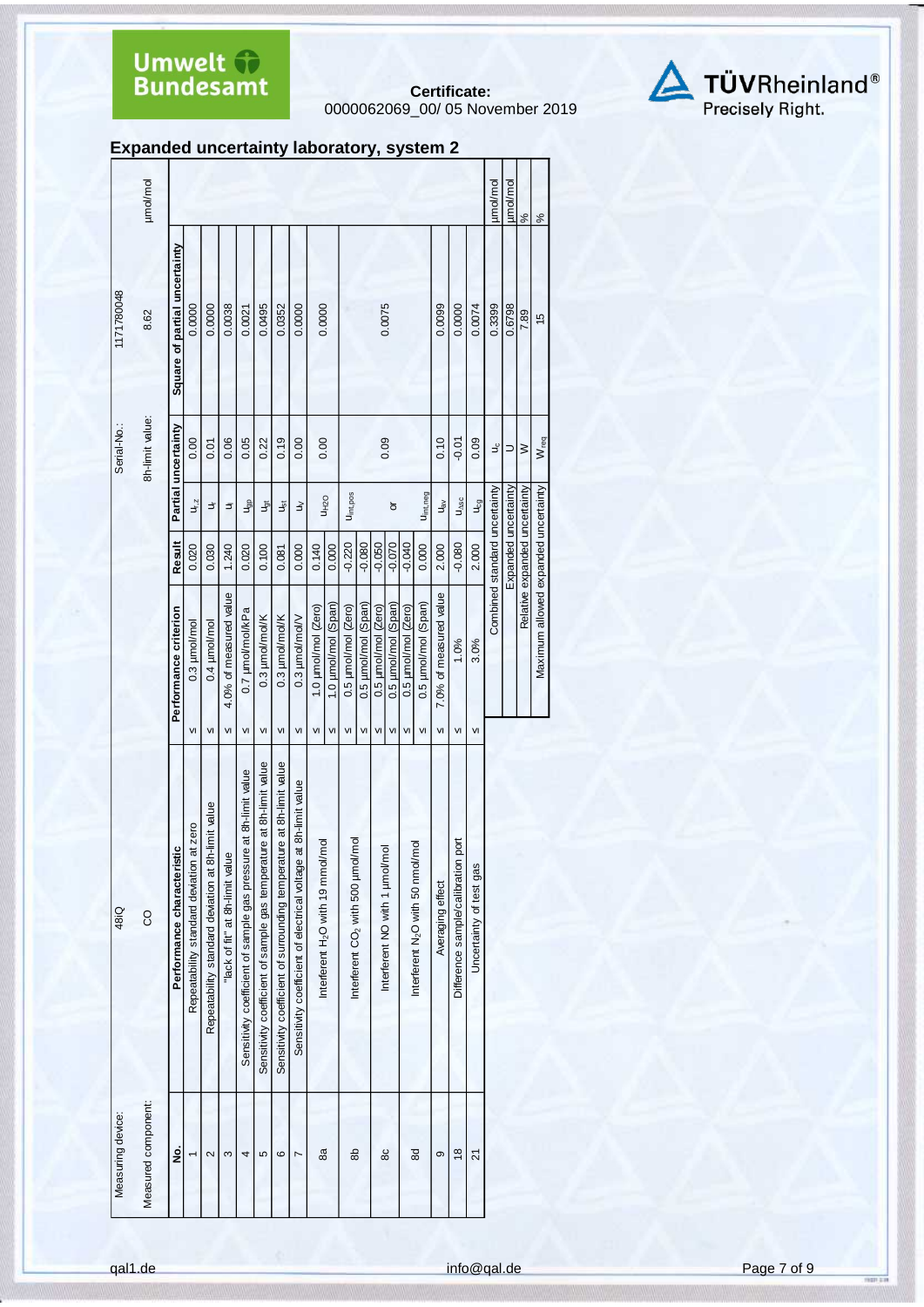Certificate:
0000062069_00/ 05 November 2019

## Expanded uncertainty laboratory, system 2

| Measuring device: | 48iQ | | | | | Serial-No.: | 1171780048 | |
|---|---|---|---|---|---|---|---|---|
| Measured component: | CO | | | | | 8h-limit value: | 8.62 | µmol/mol |
| **No.** | **Performance characteristic** | | **Performance criterion** | **Result** | **Partial uncertainty** | | **Square of partial uncertainty** | |
| 1 | Repeatability standard deviation at zero | ≤ | 0.3 µmol/mol | 0.020 | $u_{r,z}$ | 0.00 | 0.0000 | |
| 2 | Repeatability standard deviation at 8h-limit value | ≤ | 0.4 µmol/mol | 0.030 | $u_r$ | 0.01 | 0.0000 | |
| 3 | "lack of fit" at 8h-limit value | ≤ | 4.0% of measured value | 1.240 | $u_l$ | 0.06 | 0.0038 | |
| 4 | Sensitivity coefficient of sample gas pressure at 8h-limit value | ≤ | 0.7 µmol/mol/kPa | 0.020 | $u_{gp}$ | 0.05 | 0.0021 | |
| 5 | Sensitivity coefficient of sample gas temperature at 8h-limit value | ≤ | 0.3 µmol/mol/K | 0.100 | $u_{gt}$ | 0.22 | 0.0495 | |
| 6 | Sensitivity coefficient of surrounding temperature at 8h-limit value | ≤ | 0.3 µmol/mol/K | 0.081 | $u_{st}$ | 0.19 | 0.0352 | |
| 7 | Sensitivity coefficient of electrical voltage at 8h-limit value | ≤ | 0.3 µmol/mol/V | 0.000 | $u_V$ | 0.00 | 0.0000 | |
| 8a | Interferent $H_2O$ with 19 mmol/mol | ≤ | 1.0 µmol/mol (Zero) | 0.140 | $u_{H2O}$ | 0.00 | 0.0000 | |
| | | ≤ | 1.0 µmol/mol (Span) | 0.000 | | | | |
| 8b | Interferent $CO_2$ with 500 µmol/mol | ≤ | 0.5 µmol/mol (Zero) | -0.220 | $u_{int,pos}$ | | | |
| | | ≤ | 0.5 µmol/mol (Span) | -0.080 | | | | |
| 8c | Interferent NO with 1 µmol/mol | ≤ | 0.5 µmol/mol (Zero) | -0.050 | or | 0.09 | 0.0075 | |
| | | ≤ | 0.5 µmol/mol (Span) | -0.070 | | | | |
| 8d | Interferent $N_2O$ with 50 nmol/mol | ≤ | 0.5 µmol/mol (Zero) | -0.040 | $u_{int,neg}$ | | | |
| | | ≤ | 0.5 µmol/mol (Span) | 0.000 | | | | |
| 9 | Averaging effect | ≤ | 7.0% of measured value | 2.000 | $u_{av}$ | 0.10 | 0.0099 | |
| 18 | Difference sample/calibration port | ≤ | 1.0% | -0.080 | $u_{\Delta sc}$ | -0.01 | 0.0000 | |
| 21 | Uncertainty of test gas | ≤ | 3.0% | 2.000 | $u_{cg}$ | 0.09 | 0.0074 | |
| | | | Combined standard uncertainty | | $u_c$ | | 0.3399 | µmol/mol |
| | | | Expanded uncertainty | | U | | 0.6798 | µmol/mol |
| | | | Relative expanded uncertainty | | W | | 7.89 | % |
| | | | Maximum allowed expanded uncertainty | | $W_{req}$ | | 15 | % |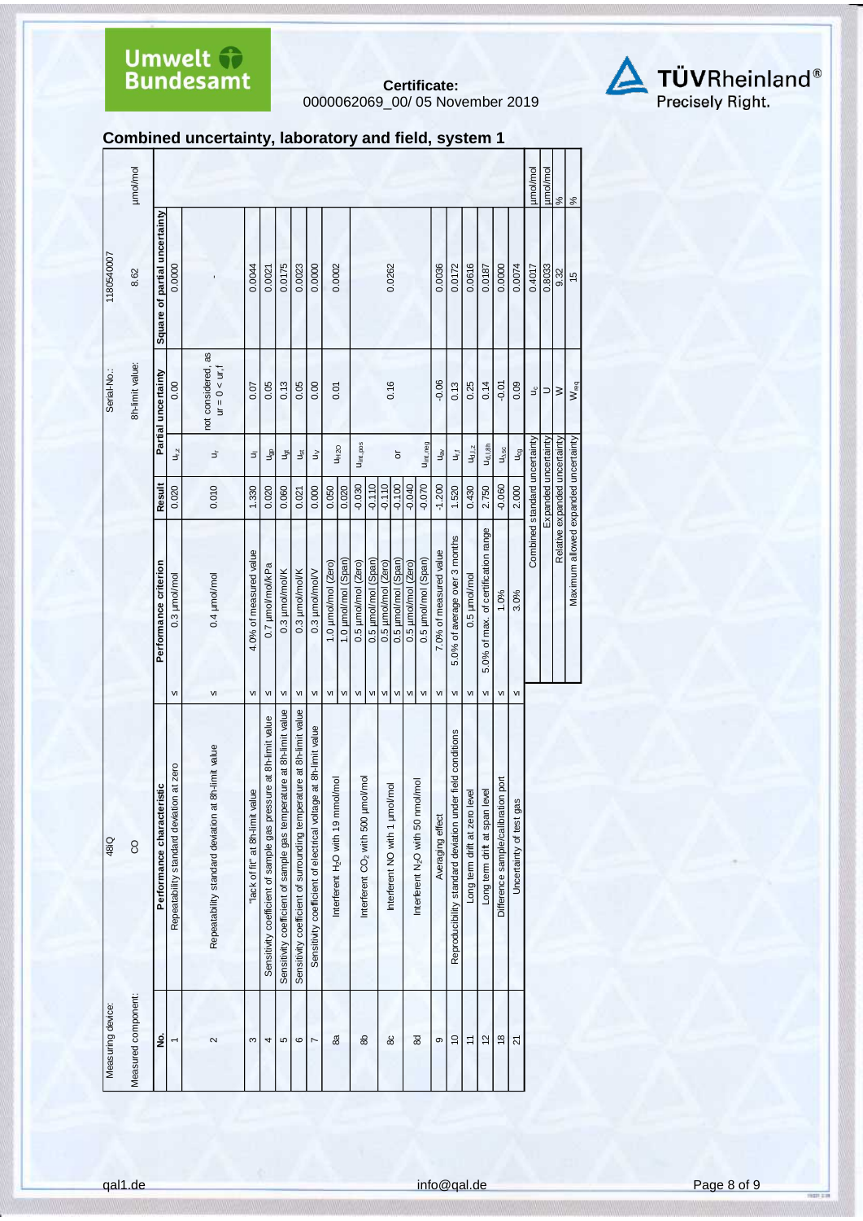Certificate:
0000062069_00/ 05 November 2019

## Combined uncertainty, laboratory and field, system 1

| Measuring device: | 48iQ | | | | Serial-No.: | 1180540007 | |
|---|---|---|---|---|---|---|---|
| Measured component: | CO | | | | 8h-limit value: | 8.62 | µmol/mol |

| No. | Performance characteristic | | Performance criterion | Result | Partial uncertainty | | Square of partial uncertainty |
|---|---|---|---|---|---|---|---|
| 1 | Repeatability standard deviation at zero | ≤ | 0.3 µmol/mol | 0.020 | $u_{r,z}$ | 0.00 | 0.0000 |
| 2 | Repeatability standard deviation at 8h-limit value | ≤ | 0.4 µmol/mol | 0.010 | $u_r$ | not considered, as $u_r = 0 < u_{r,f}$ | - |
| 3 | "lack of fit" at 8h-limit value | ≤ | 4.0% of measured value | 1.330 | $u_l$ | 0.07 | 0.0044 |
| 4 | Sensitivity coefficient of sample gas pressure at 8h-limit value | ≤ | 0.7 µmol/mol/kPa | 0.020 | $u_{gp}$ | 0.05 | 0.0021 |
| 5 | Sensitivity coefficient of sample gas temperature at 8h-limit value | ≤ | 0.3 µmol/mol/K | 0.060 | $u_{gt}$ | 0.13 | 0.0175 |
| 6 | Sensitivity coefficient of surrounding temperature at 8h-limit value | ≤ | 0.3 µmol/mol/K | 0.021 | $u_{st}$ | 0.05 | 0.0023 |
| 7 | Sensitivity coefficient of electrical voltage at 8h-limit value | ≤ | 0.3 µmol/mol/V | 0.000 | $u_V$ | 0.00 | 0.0000 |
| 8a | Interferent $H_2O$ with 19 mmol/mol | ≤ | 1.0 µmol/mol (Zero) | 0.050 | $u_{H2O}$ | 0.01 | 0.0002 |
| | | ≤ | 1.0 µmol/mol (Span) | 0.020 | | | |
| 8b | Interferent $CO_2$ with 500 µmol/mol | ≤ | 0.5 µmol/mol (Zero) | -0.030 | $u_{int,pos}$ | 0.16 | 0.0262 |
| | | ≤ | 0.5 µmol/mol (Span) | -0.110 | | | |
| 8c | Interferent NO with 1 µmol/mol | ≤ | 0.5 µmol/mol (Zero) | -0.110 | or | | |
| | | ≤ | 0.5 µmol/mol (Span) | -0.100 | | | |
| 8d | Interferent $N_2O$ with 50 nmol/mol | ≤ | 0.5 µmol/mol (Zero) | -0.040 | $u_{int,neg}$ | | |
| | | ≤ | 0.5 µmol/mol (Span) | -0.070 | | | |
| 9 | Averaging effect | ≤ | 7.0% of measured value | -1.200 | $u_{av}$ | -0.06 | 0.0036 |
| 10 | Reproducibility standard deviation under field conditions | ≤ | 5.0% of average over 3 months | 1.520 | $u_{r,f}$ | 0.13 | 0.0172 |
| 11 | Long term drift at zero level | ≤ | 0.5 µmol/mol | 0.430 | $u_{d,l,z}$ | 0.25 | 0.0616 |
| 12 | Long term drift at span level | ≤ | 5.0% of max. of certification range | 2.750 | $u_{d,l,8h}$ | 0.14 | 0.0187 |
| 18 | Difference sample/calibration port | ≤ | 1.0% | -0.060 | $u_{\Delta sc}$ | -0.01 | 0.0000 |
| 21 | Uncertainty of test gas | ≤ | 3.0% | 2.000 | $u_{cg}$ | 0.09 | 0.0074 |
| | | | | Combined standard uncertainty | $u_c$ | | 0.4017 µmol/mol |
| | | | | Expanded uncertainty | U | | 0.8033 µmol/mol |
| | | | | Relative expanded uncertainty | W | | 9.32 % |
| | | | | Maximum allowed expanded uncertainty | $W_{req}$ | | 15 % |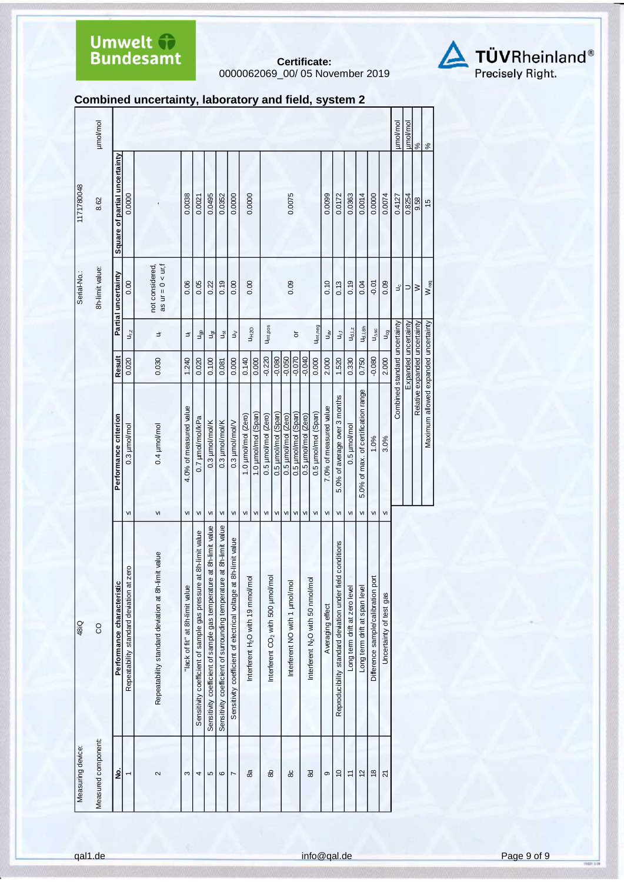Certificate:
0000062069_00/ 05 November 2019

## Combined uncertainty, laboratory and field, system 2

| Measuring device: | 48iQ | | | Serial-No.: | 1171780048 | |
|---|---|---|---|---|---|---|
| Measured component: | CO | | | 8h-limit value: | 8.62 | µmol/mol |

| No. | Performance characteristic | | Performance criterion | Result | Partial uncertainty | | Square of partial uncertainty |
|---|---|---|---|---|---|---|---|
| 1 | Repeatability standard deviation at zero | ≤ | 0.3 µmol/mol | 0.020 | $u_{r,z}$ | 0.00 | 0.0000 |
| 2 | Repeatability standard deviation at 8h-limit value | ≤ | 0.4 µmol/mol | 0.030 | $u_r$ | not considered, as ur = 0 < ur,f | - |
| 3 | "lack of fit" at 8h-limit value | ≤ | 4.0% of measured value | 1.240 | $u_l$ | 0.06 | 0.0038 |
| 4 | Sensitivity coefficient of sample gas pressure at 8h-limit value | ≤ | 0.7 µmol/mol/kPa | 0.020 | $u_{gp}$ | 0.05 | 0.0021 |
| 5 | Sensitivity coefficient of sample gas temperature at 8h-limit value | ≤ | 0.3 µmol/mol/K | 0.100 | $u_{gt}$ | 0.22 | 0.0495 |
| 6 | Sensitivity coefficient of surrounding temperature at 8h-limit value | ≤ | 0.3 µmol/mol/K | 0.081 | $u_{st}$ | 0.19 | 0.0352 |
| 7 | Sensitivity coefficient of electrical voltage at 8h-limit value | ≤ | 0.3 µmol/mol/V | 0.000 | $u_V$ | 0.00 | 0.0000 |
| 8a | Interferent $H_2O$ with 19 mmol/mol | ≤ | 1.0 µmol/mol (Zero) | 0.140 | $u_{H2O}$ | 0.00 | 0.0000 |
| | | ≤ | 1.0 µmol/mol (Span) | 0.000 | | | |
| 8b | Interferent $CO_2$ with 500 µmol/mol | ≤ | 0.5 µmol/mol (Zero) | -0.220 | $u_{int,pos}$ | | |
| | | ≤ | 0.5 µmol/mol (Span) | -0.080 | | | |
| 8c | Interferent NO with 1 µmol/mol | ≤ | 0.5 µmol/mol (Zero) | -0.050 | or | 0.09 | 0.0075 |
| | | ≤ | 0.5 µmol/mol (Span) | -0.070 | | | |
| 8d | Interferent $N_2O$ with 50 nmol/mol | ≤ | 0.5 µmol/mol (Zero) | -0.040 | $u_{int,neg}$ | | |
| | | ≤ | 0.5 µmol/mol (Span) | 0.000 | | | |
| 9 | Averaging effect | ≤ | 7.0% of measured value | 2.000 | $u_{av}$ | 0.10 | 0.0099 |
| 10 | Reproducibility standard deviation under field conditions | ≤ | 5.0% of average over 3 months | 1.520 | $u_{r,f}$ | 0.13 | 0.0172 |
| 11 | Long term drift at zero level | ≤ | 0.5 µmol/mol | 0.330 | $u_{d,l,z}$ | 0.19 | 0.0363 |
| 12 | Long term drift at span level | ≤ | 5.0% of max. of certification range | 0.750 | $u_{d,l,8h}$ | 0.04 | 0.0014 |
| 18 | Difference sample/calibration port | ≤ | 1.0% | -0.080 | $u_{\Delta sc}$ | -0.01 | 0.0000 |
| 21 | Uncertainty of test gas | ≤ | 3.0% | 2.000 | $u_{cg}$ | 0.09 | 0.0074 |

| | | | |
|---|---|---|---|
| Combined standard uncertainty | $u_c$ | 0.4127 | µmol/mol |
| Expanded uncertainty | U | 0.8254 | µmol/mol |
| Relative expanded uncertainty | W | 9.58 | % |
| Maximum allowed expanded uncertainty | $W_{req}$ | 15 | % |